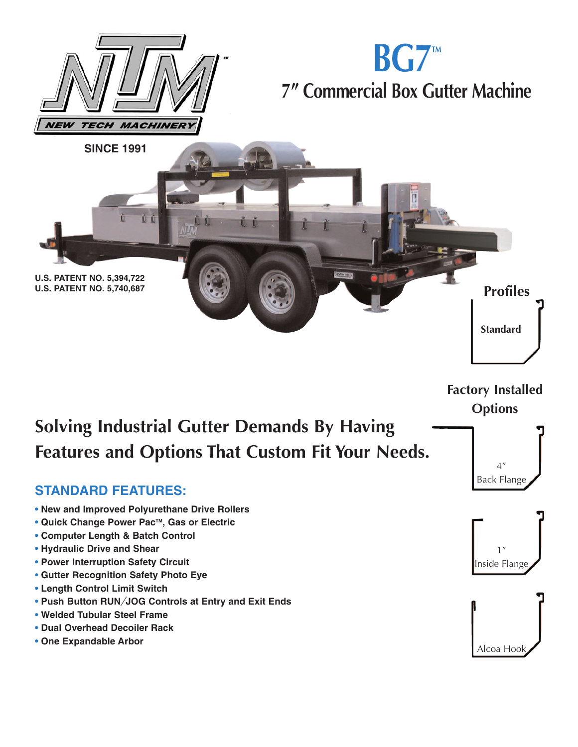NEW TECH MACHINERY

SINCE 1991

# BG7™

## 7″ Commercial Box Gutter Machine

U.S. PATENT NO. 5,394,722
U.S. PATENT NO. 5,740,687

### Profiles

Standard

### Factory Installed Options

4″ Back Flange

1″ Inside Flange

Alcoa Hook

## Solving Industrial Gutter Demands By Having Features and Options That Custom Fit Your Needs.

### STANDARD FEATURES:

- New and Improved Polyurethane Drive Rollers
- Quick Change Power Pac™, Gas or Electric
- Computer Length & Batch Control
- Hydraulic Drive and Shear
- Power Interruption Safety Circuit
- Gutter Recognition Safety Photo Eye
- Length Control Limit Switch
- Push Button RUN/JOG Controls at Entry and Exit Ends
- Welded Tubular Steel Frame
- Dual Overhead Decoiler Rack
- One Expandable Arbor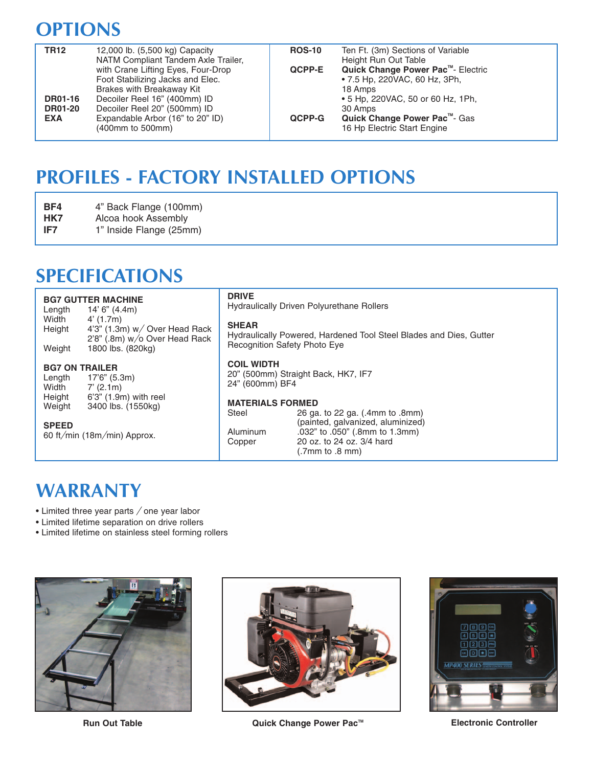# OPTIONS

| | | | |
|---|---|---|---|
| **TR12** | 12,000 lb. (5,500 kg) Capacity NATM Compliant Tandem Axle Trailer, with Crane Lifting Eyes, Four-Drop Foot Stabilizing Jacks and Elec. Brakes with Breakaway Kit | **ROS-10** | Ten Ft. (3m) Sections of Variable Height Run Out Table |
| **DR01-16** | Decoiler Reel 16" (400mm) ID | **QCPP-E** | **Quick Change Power Pac™**- Electric • 7.5 Hp, 220VAC, 60 Hz, 3Ph, 18 Amps • 5 Hp, 220VAC, 50 or 60 Hz, 1Ph, 30 Amps |
| **DR01-20** | Decoiler Reel 20" (500mm) ID | | |
| **EXA** | Expandable Arbor (16" to 20" ID) (400mm to 500mm) | **QCPP-G** | **Quick Change Power Pac™**- Gas 16 Hp Electric Start Engine |

# PROFILES - FACTORY INSTALLED OPTIONS

| | |
|---|---|
| **BF4** | 4" Back Flange (100mm) |
| **HK7** | Alcoa hook Assembly |
| **IF7** | 1" Inside Flange (25mm) |

# SPECIFICATIONS

**BG7 GUTTER MACHINE**

| | |
|---|---|
| Length | 14' 6" (4.4m) |
| Width | 4' (1.7m) |
| Height | 4'3" (1.3m) w/ Over Head Rack<br>2'8" (.8m) w/o Over Head Rack |
| Weight | 1800 lbs. (820kg) |

**BG7 ON TRAILER**

| | |
|---|---|
| Length | 17'6" (5.3m) |
| Width | 7' (2.1m) |
| Height | 6'3" (1.9m) with reel |
| Weight | 3400 lbs. (1550kg) |

**SPEED**

60 ft/min (18m/min) Approx.

**DRIVE**

Hydraulically Driven Polyurethane Rollers

**SHEAR**

Hydraulically Powered, Hardened Tool Steel Blades and Dies, Gutter Recognition Safety Photo Eye

**COIL WIDTH**

20" (500mm) Straight Back, HK7, IF7
24" (600mm) BF4

**MATERIALS FORMED**

| | |
|---|---|
| Steel | 26 ga. to 22 ga. (.4mm to .8mm)<br>(painted, galvanized, aluminized) |
| Aluminum | .032" to .050" (.8mm to 1.3mm) |
| Copper | 20 oz. to 24 oz. 3/4 hard<br>(.7mm to .8 mm) |

# WARRANTY

- Limited three year parts / one year labor
- Limited lifetime separation on drive rollers
- Limited lifetime on stainless steel forming rollers

Run Out Table

Quick Change Power Pac™

Electronic Controller